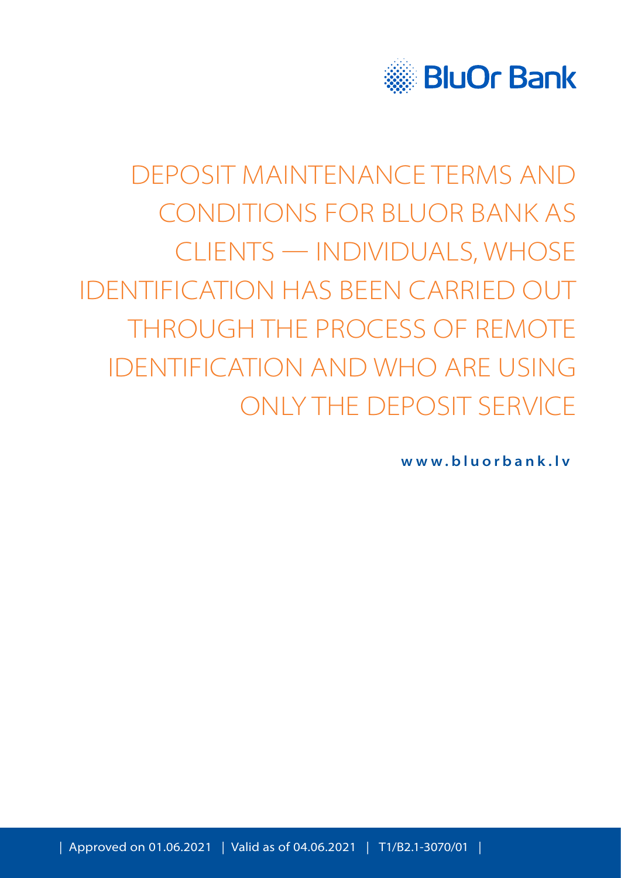BluOr Bank

# DEPOSIT MAINTENANCE TERMS AND CONDITIONS FOR BLUOR BANK AS CLIENTS — INDIVIDUALS, WHOSE IDENTIFICATION HAS BEEN CARRIED OUT THROUGH THE PROCESS OF REMOTE IDENTIFICATION AND WHO ARE USING ONLY THE DEPOSIT SERVICE

**www.bluorbank.lv**

| Approved on 01.06.2021 | Valid as of 04.06.2021 | T1/B2.1-3070/01 |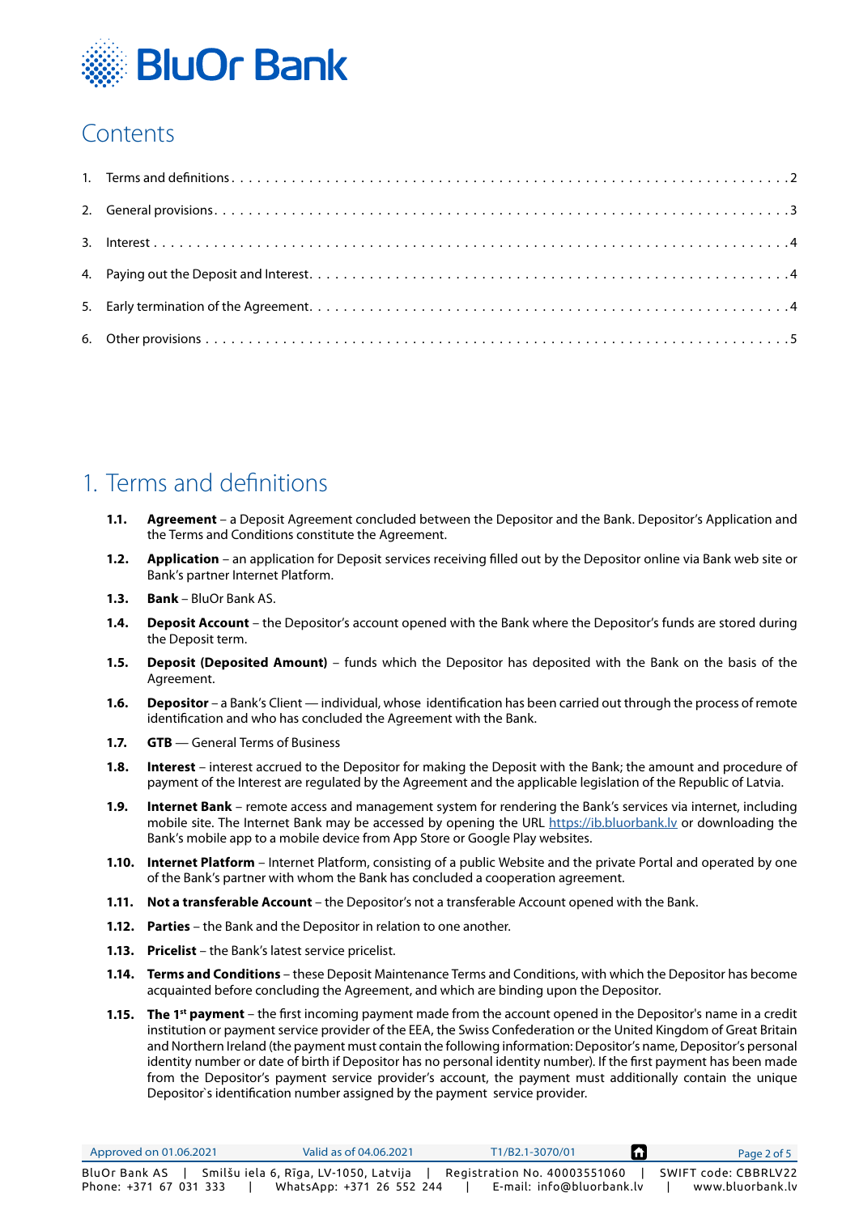# Contents

1. Terms and definitions . . . . . 2
2. General provisions . . . . . 3
3. Interest . . . . . 4
4. Paying out the Deposit and Interest . . . . . 4
5. Early termination of the Agreement . . . . . 4
6. Other provisions . . . . . 5

# 1. Terms and definitions

**1.1.** **Agreement** – a Deposit Agreement concluded between the Depositor and the Bank. Depositor's Application and the Terms and Conditions constitute the Agreement.

**1.2.** **Application** – an application for Deposit services receiving filled out by the Depositor online via Bank web site or Bank's partner Internet Platform.

**1.3.** **Bank** – BluOr Bank AS.

**1.4.** **Deposit Account** – the Depositor's account opened with the Bank where the Depositor's funds are stored during the Deposit term.

**1.5.** **Deposit (Deposited Amount)** – funds which the Depositor has deposited with the Bank on the basis of the Agreement.

**1.6.** **Depositor** – a Bank's Client — individual, whose identification has been carried out through the process of remote identification and who has concluded the Agreement with the Bank.

**1.7.** **GTB** — General Terms of Business

**1.8.** **Interest** – interest accrued to the Depositor for making the Deposit with the Bank; the amount and procedure of payment of the Interest are regulated by the Agreement and the applicable legislation of the Republic of Latvia.

**1.9.** **Internet Bank** – remote access and management system for rendering the Bank's services via internet, including mobile site. The Internet Bank may be accessed by opening the URL https://ib.bluorbank.lv or downloading the Bank's mobile app to a mobile device from App Store or Google Play websites.

**1.10.** **Internet Platform** – Internet Platform, consisting of a public Website and the private Portal and operated by one of the Bank's partner with whom the Bank has concluded a cooperation agreement.

**1.11.** **Not a transferable Account** – the Depositor's not a transferable Account opened with the Bank.

**1.12.** **Parties** – the Bank and the Depositor in relation to one another.

**1.13.** **Pricelist** – the Bank's latest service pricelist.

**1.14.** **Terms and Conditions** – these Deposit Maintenance Terms and Conditions, with which the Depositor has become acquainted before concluding the Agreement, and which are binding upon the Depositor.

**1.15.** **The 1st payment** – the first incoming payment made from the account opened in the Depositor's name in a credit institution or payment service provider of the EEA, the Swiss Confederation or the United Kingdom of Great Britain and Northern Ireland (the payment must contain the following information: Depositor's name, Depositor's personal identity number or date of birth if Depositor has no personal identity number). If the first payment has been made from the Depositor's payment service provider's account, the payment must additionally contain the unique Depositor`s identification number assigned by the payment service provider.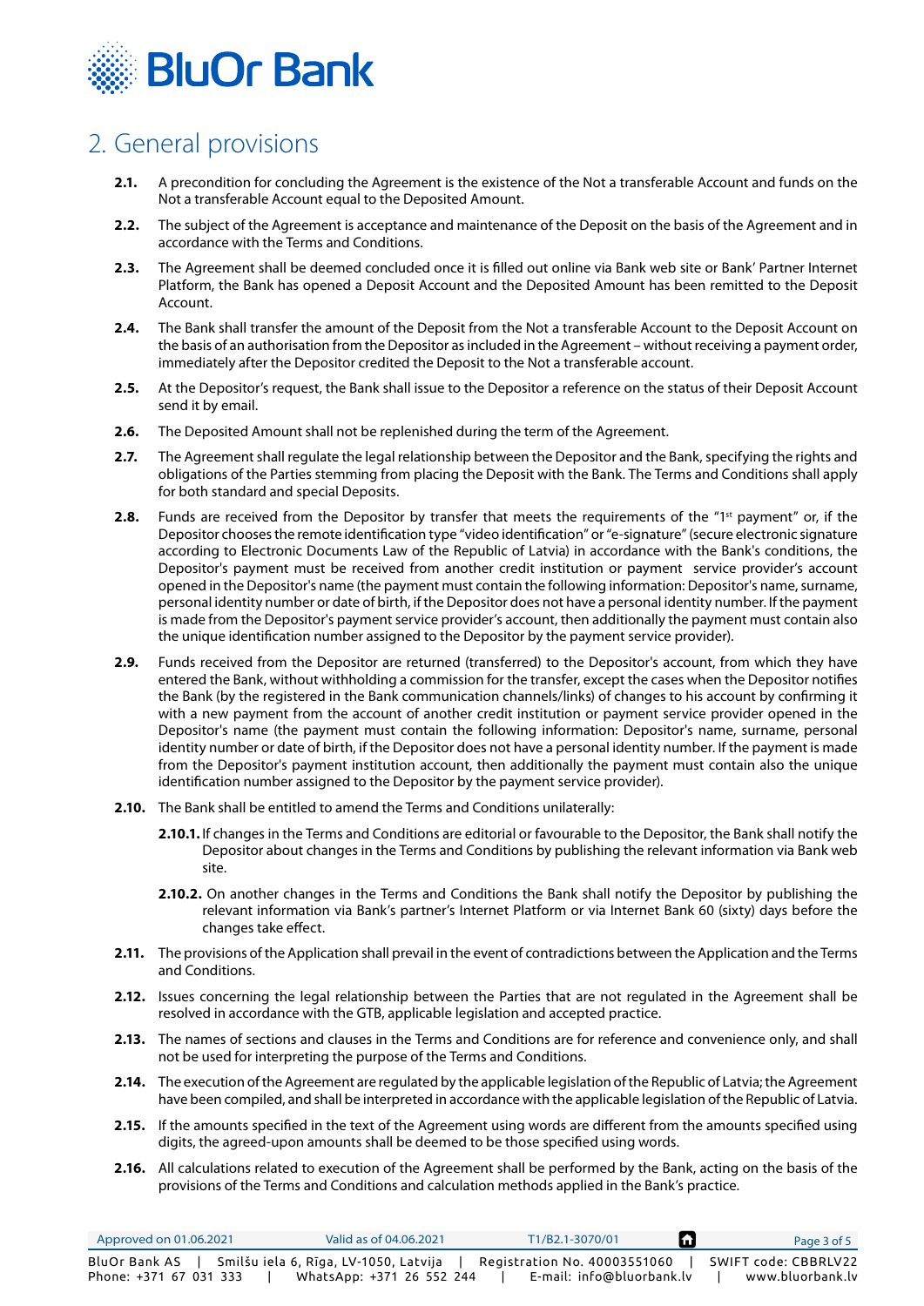## 2. General provisions

**2.1.** A precondition for concluding the Agreement is the existence of the Not a transferable Account and funds on the Not a transferable Account equal to the Deposited Amount.

**2.2.** The subject of the Agreement is acceptance and maintenance of the Deposit on the basis of the Agreement and in accordance with the Terms and Conditions.

**2.3.** The Agreement shall be deemed concluded once it is filled out online via Bank web site or Bank' Partner Internet Platform, the Bank has opened a Deposit Account and the Deposited Amount has been remitted to the Deposit Account.

**2.4.** The Bank shall transfer the amount of the Deposit from the Not a transferable Account to the Deposit Account on the basis of an authorisation from the Depositor as included in the Agreement – without receiving a payment order, immediately after the Depositor credited the Deposit to the Not a transferable account.

**2.5.** At the Depositor's request, the Bank shall issue to the Depositor a reference on the status of their Deposit Account send it by email.

**2.6.** The Deposited Amount shall not be replenished during the term of the Agreement.

**2.7.** The Agreement shall regulate the legal relationship between the Depositor and the Bank, specifying the rights and obligations of the Parties stemming from placing the Deposit with the Bank. The Terms and Conditions shall apply for both standard and special Deposits.

**2.8.** Funds are received from the Depositor by transfer that meets the requirements of the "1st payment" or, if the Depositor chooses the remote identification type "video identification" or "e-signature" (secure electronic signature according to Electronic Documents Law of the Republic of Latvia) in accordance with the Bank's conditions, the Depositor's payment must be received from another credit institution or payment service provider's account opened in the Depositor's name (the payment must contain the following information: Depositor's name, surname, personal identity number or date of birth, if the Depositor does not have a personal identity number. If the payment is made from the Depositor's payment service provider's account, then additionally the payment must contain also the unique identification number assigned to the Depositor by the payment service provider).

**2.9.** Funds received from the Depositor are returned (transferred) to the Depositor's account, from which they have entered the Bank, without withholding a commission for the transfer, except the cases when the Depositor notifies the Bank (by the registered in the Bank communication channels/links) of changes to his account by confirming it with a new payment from the account of another credit institution or payment service provider opened in the Depositor's name (the payment must contain the following information: Depositor's name, surname, personal identity number or date of birth, if the Depositor does not have a personal identity number. If the payment is made from the Depositor's payment institution account, then additionally the payment must contain also the unique identification number assigned to the Depositor by the payment service provider).

**2.10.** The Bank shall be entitled to amend the Terms and Conditions unilaterally:

- **2.10.1.** If changes in the Terms and Conditions are editorial or favourable to the Depositor, the Bank shall notify the Depositor about changes in the Terms and Conditions by publishing the relevant information via Bank web site.
- **2.10.2.** On another changes in the Terms and Conditions the Bank shall notify the Depositor by publishing the relevant information via Bank's partner's Internet Platform or via Internet Bank 60 (sixty) days before the changes take effect.

**2.11.** The provisions of the Application shall prevail in the event of contradictions between the Application and the Terms and Conditions.

**2.12.** Issues concerning the legal relationship between the Parties that are not regulated in the Agreement shall be resolved in accordance with the GTB, applicable legislation and accepted practice.

**2.13.** The names of sections and clauses in the Terms and Conditions are for reference and convenience only, and shall not be used for interpreting the purpose of the Terms and Conditions.

**2.14.** The execution of the Agreement are regulated by the applicable legislation of the Republic of Latvia; the Agreement have been compiled, and shall be interpreted in accordance with the applicable legislation of the Republic of Latvia.

**2.15.** If the amounts specified in the text of the Agreement using words are different from the amounts specified using digits, the agreed-upon amounts shall be deemed to be those specified using words.

**2.16.** All calculations related to execution of the Agreement shall be performed by the Bank, acting on the basis of the provisions of the Terms and Conditions and calculation methods applied in the Bank's practice.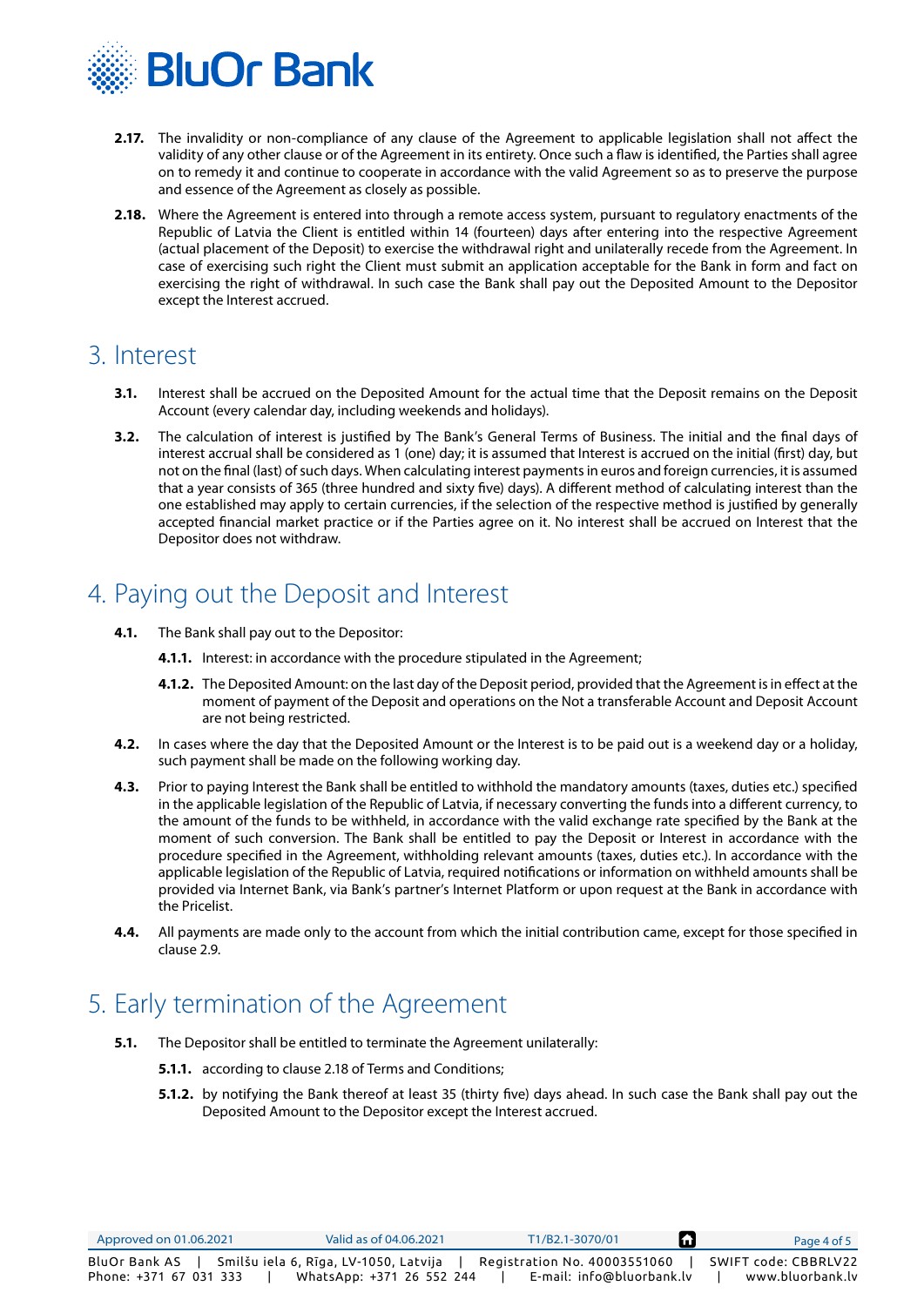**2.17.** The invalidity or non-compliance of any clause of the Agreement to applicable legislation shall not affect the validity of any other clause or of the Agreement in its entirety. Once such a flaw is identified, the Parties shall agree on to remedy it and continue to cooperate in accordance with the valid Agreement so as to preserve the purpose and essence of the Agreement as closely as possible.

**2.18.** Where the Agreement is entered into through a remote access system, pursuant to regulatory enactments of the Republic of Latvia the Client is entitled within 14 (fourteen) days after entering into the respective Agreement (actual placement of the Deposit) to exercise the withdrawal right and unilaterally recede from the Agreement. In case of exercising such right the Client must submit an application acceptable for the Bank in form and fact on exercising the right of withdrawal. In such case the Bank shall pay out the Deposited Amount to the Depositor except the Interest accrued.

## 3. Interest

**3.1.** Interest shall be accrued on the Deposited Amount for the actual time that the Deposit remains on the Deposit Account (every calendar day, including weekends and holidays).

**3.2.** The calculation of interest is justified by The Bank's General Terms of Business. The initial and the final days of interest accrual shall be considered as 1 (one) day; it is assumed that Interest is accrued on the initial (first) day, but not on the final (last) of such days. When calculating interest payments in euros and foreign currencies, it is assumed that a year consists of 365 (three hundred and sixty five) days). A different method of calculating interest than the one established may apply to certain currencies, if the selection of the respective method is justified by generally accepted financial market practice or if the Parties agree on it. No interest shall be accrued on Interest that the Depositor does not withdraw.

## 4. Paying out the Deposit and Interest

**4.1.** The Bank shall pay out to the Depositor:

**4.1.1.** Interest: in accordance with the procedure stipulated in the Agreement;

**4.1.2.** The Deposited Amount: on the last day of the Deposit period, provided that the Agreement is in effect at the moment of payment of the Deposit and operations on the Not a transferable Account and Deposit Account are not being restricted.

**4.2.** In cases where the day that the Deposited Amount or the Interest is to be paid out is a weekend day or a holiday, such payment shall be made on the following working day.

**4.3.** Prior to paying Interest the Bank shall be entitled to withhold the mandatory amounts (taxes, duties etc.) specified in the applicable legislation of the Republic of Latvia, if necessary converting the funds into a different currency, to the amount of the funds to be withheld, in accordance with the valid exchange rate specified by the Bank at the moment of such conversion. The Bank shall be entitled to pay the Deposit or Interest in accordance with the procedure specified in the Agreement, withholding relevant amounts (taxes, duties etc.). In accordance with the applicable legislation of the Republic of Latvia, required notifications or information on withheld amounts shall be provided via Internet Bank, via Bank's partner's Internet Platform or upon request at the Bank in accordance with the Pricelist.

**4.4.** All payments are made only to the account from which the initial contribution came, except for those specified in clause 2.9.

## 5. Early termination of the Agreement

**5.1.** The Depositor shall be entitled to terminate the Agreement unilaterally:

**5.1.1.** according to clause 2.18 of Terms and Conditions;

**5.1.2.** by notifying the Bank thereof at least 35 (thirty five) days ahead. In such case the Bank shall pay out the Deposited Amount to the Depositor except the Interest accrued.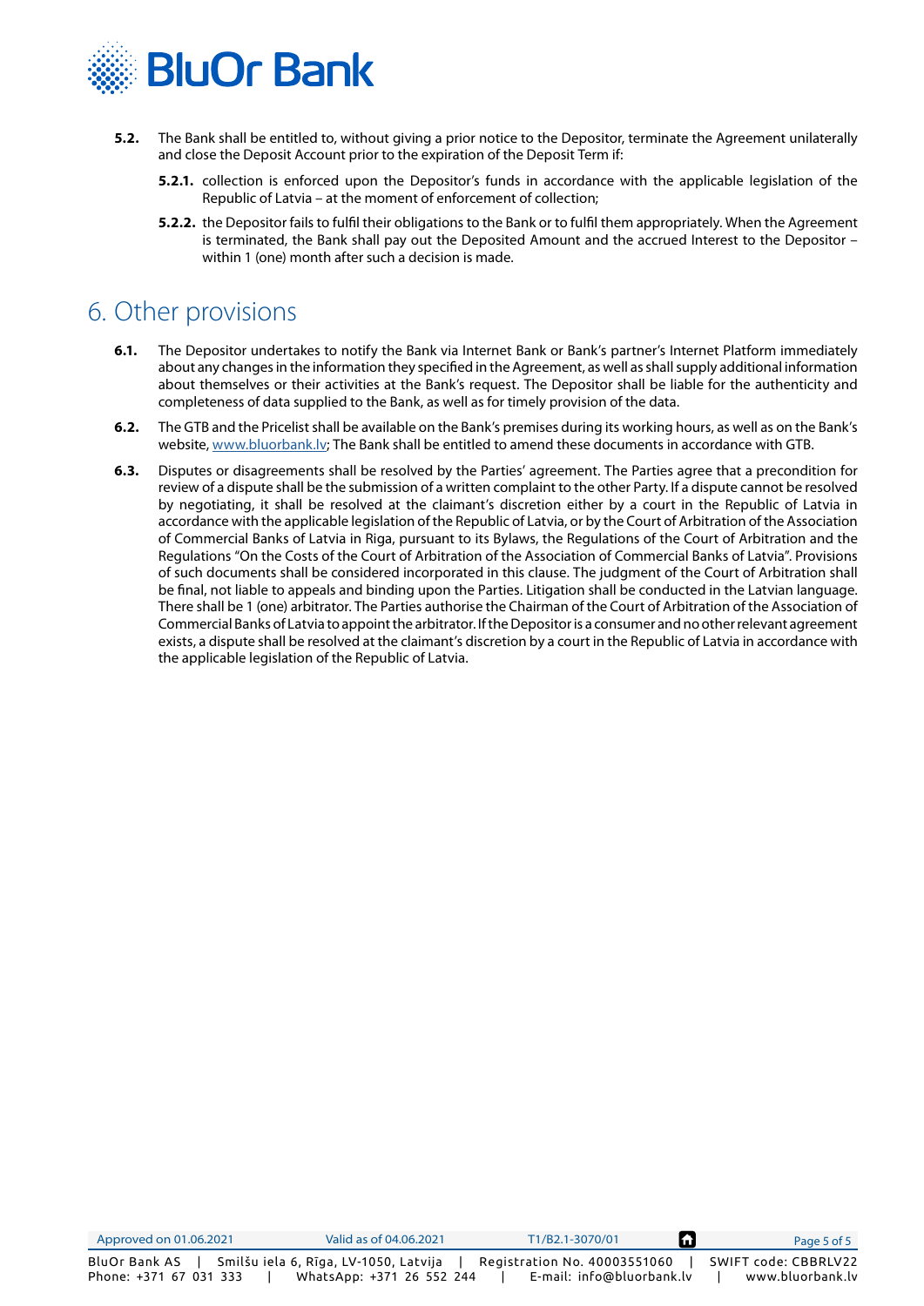**5.2.** The Bank shall be entitled to, without giving a prior notice to the Depositor, terminate the Agreement unilaterally and close the Deposit Account prior to the expiration of the Deposit Term if:

**5.2.1.** collection is enforced upon the Depositor's funds in accordance with the applicable legislation of the Republic of Latvia – at the moment of enforcement of collection;

**5.2.2.** the Depositor fails to fulfil their obligations to the Bank or to fulfil them appropriately. When the Agreement is terminated, the Bank shall pay out the Deposited Amount and the accrued Interest to the Depositor – within 1 (one) month after such a decision is made.

# 6. Other provisions

**6.1.** The Depositor undertakes to notify the Bank via Internet Bank or Bank's partner's Internet Platform immediately about any changes in the information they specified in the Agreement, as well as shall supply additional information about themselves or their activities at the Bank's request. The Depositor shall be liable for the authenticity and completeness of data supplied to the Bank, as well as for timely provision of the data.

**6.2.** The GTB and the Pricelist shall be available on the Bank's premises during its working hours, as well as on the Bank's website, www.bluorbank.lv; The Bank shall be entitled to amend these documents in accordance with GTB.

**6.3.** Disputes or disagreements shall be resolved by the Parties' agreement. The Parties agree that a precondition for review of a dispute shall be the submission of a written complaint to the other Party. If a dispute cannot be resolved by negotiating, it shall be resolved at the claimant's discretion either by a court in the Republic of Latvia in accordance with the applicable legislation of the Republic of Latvia, or by the Court of Arbitration of the Association of Commercial Banks of Latvia in Riga, pursuant to its Bylaws, the Regulations of the Court of Arbitration and the Regulations "On the Costs of the Court of Arbitration of the Association of Commercial Banks of Latvia". Provisions of such documents shall be considered incorporated in this clause. The judgment of the Court of Arbitration shall be final, not liable to appeals and binding upon the Parties. Litigation shall be conducted in the Latvian language. There shall be 1 (one) arbitrator. The Parties authorise the Chairman of the Court of Arbitration of the Association of Commercial Banks of Latvia to appoint the arbitrator. If the Depositor is a consumer and no other relevant agreement exists, a dispute shall be resolved at the claimant's discretion by a court in the Republic of Latvia in accordance with the applicable legislation of the Republic of Latvia.